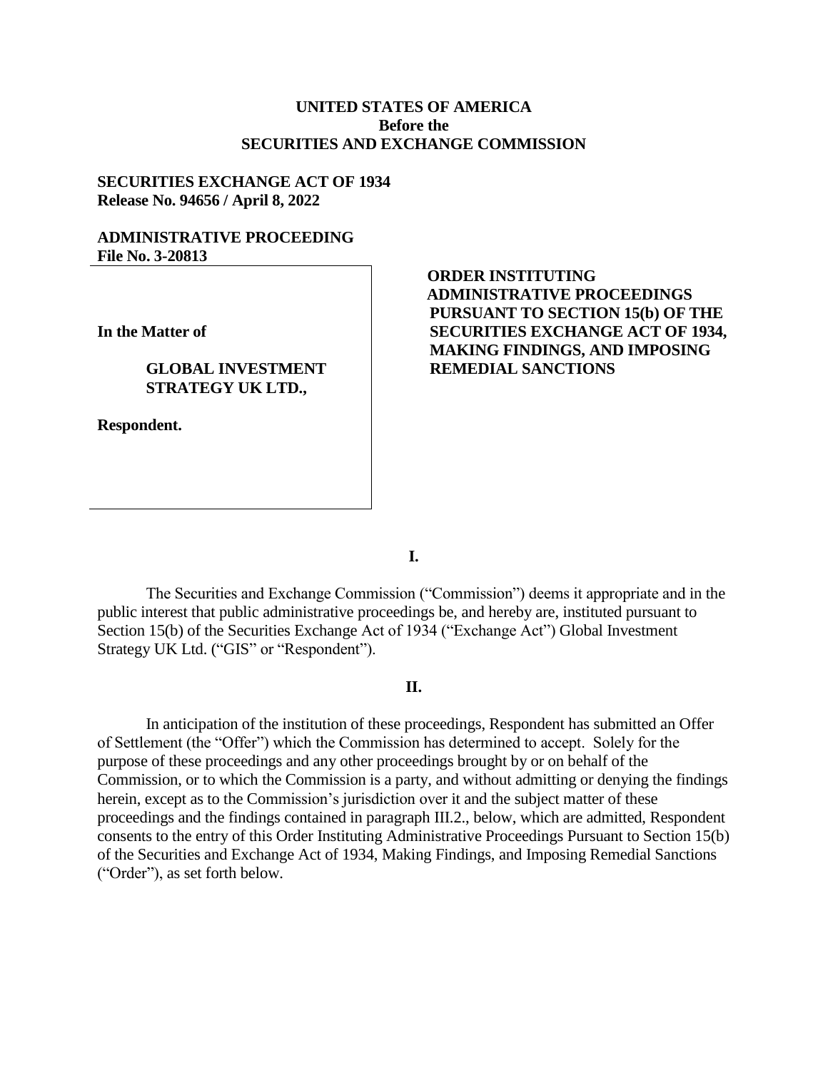**UNITED STATES OF AMERICA**
**Before the**
**SECURITIES AND EXCHANGE COMMISSION**

**SECURITIES EXCHANGE ACT OF 1934**
**Release No. 94656 / April 8, 2022**

**ADMINISTRATIVE PROCEEDING**
**File No. 3-20813**

**In the Matter of**

**GLOBAL INVESTMENT STRATEGY UK LTD.,**

**Respondent.**

**ORDER INSTITUTING ADMINISTRATIVE PROCEEDINGS PURSUANT TO SECTION 15(b) OF THE SECURITIES EXCHANGE ACT OF 1934, MAKING FINDINGS, AND IMPOSING REMEDIAL SANCTIONS**

## I.

The Securities and Exchange Commission ("Commission") deems it appropriate and in the public interest that public administrative proceedings be, and hereby are, instituted pursuant to Section 15(b) of the Securities Exchange Act of 1934 ("Exchange Act") Global Investment Strategy UK Ltd. ("GIS" or "Respondent").

## II.

In anticipation of the institution of these proceedings, Respondent has submitted an Offer of Settlement (the "Offer") which the Commission has determined to accept. Solely for the purpose of these proceedings and any other proceedings brought by or on behalf of the Commission, or to which the Commission is a party, and without admitting or denying the findings herein, except as to the Commission's jurisdiction over it and the subject matter of these proceedings and the findings contained in paragraph III.2., below, which are admitted, Respondent consents to the entry of this Order Instituting Administrative Proceedings Pursuant to Section 15(b) of the Securities and Exchange Act of 1934, Making Findings, and Imposing Remedial Sanctions ("Order"), as set forth below.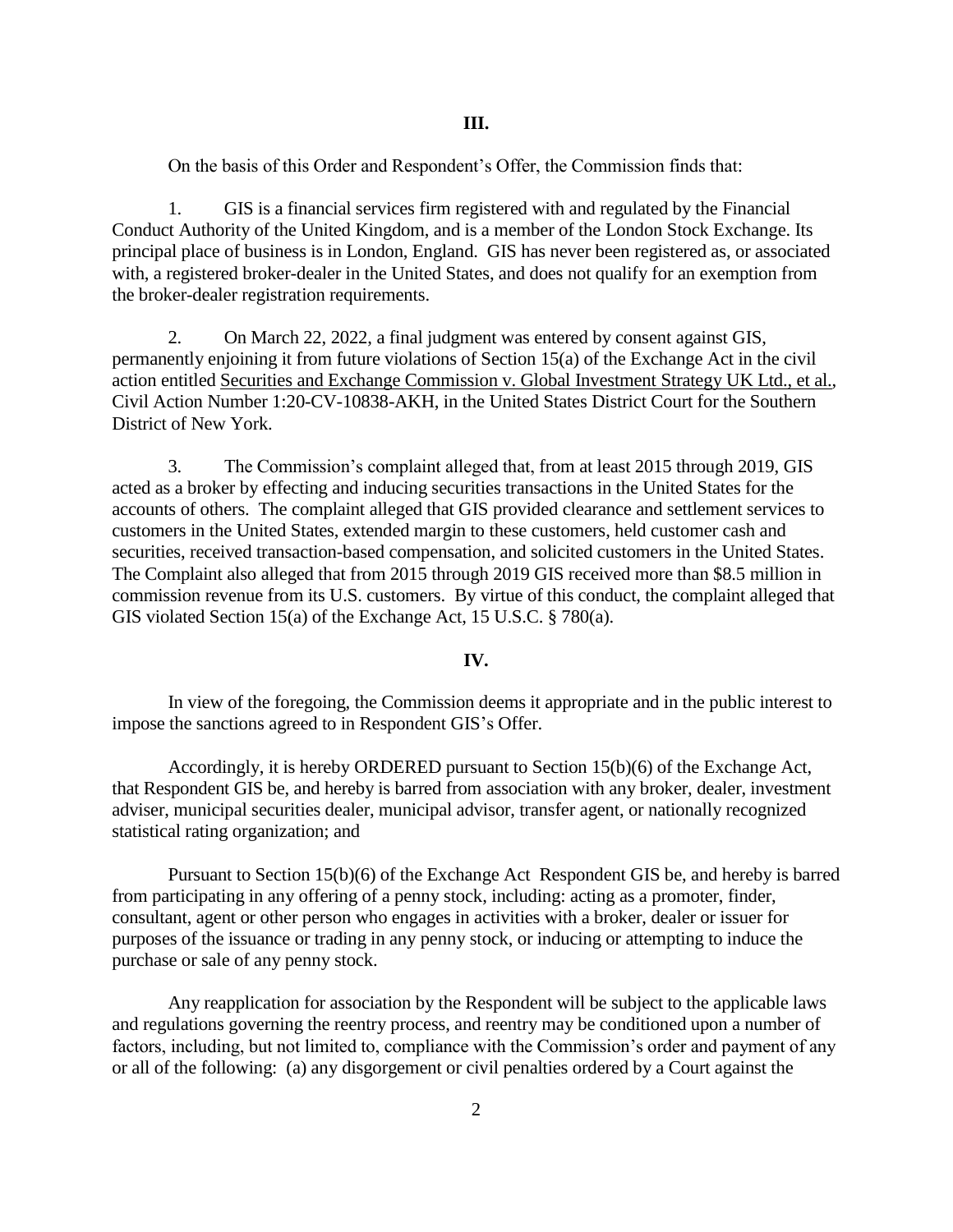**III.**

On the basis of this Order and Respondent's Offer, the Commission finds that:

1. GIS is a financial services firm registered with and regulated by the Financial Conduct Authority of the United Kingdom, and is a member of the London Stock Exchange. Its principal place of business is in London, England. GIS has never been registered as, or associated with, a registered broker-dealer in the United States, and does not qualify for an exemption from the broker-dealer registration requirements.

2. On March 22, 2022, a final judgment was entered by consent against GIS, permanently enjoining it from future violations of Section 15(a) of the Exchange Act in the civil action entitled Securities and Exchange Commission v. Global Investment Strategy UK Ltd., et al., Civil Action Number 1:20-CV-10838-AKH, in the United States District Court for the Southern District of New York.

3. The Commission's complaint alleged that, from at least 2015 through 2019, GIS acted as a broker by effecting and inducing securities transactions in the United States for the accounts of others. The complaint alleged that GIS provided clearance and settlement services to customers in the United States, extended margin to these customers, held customer cash and securities, received transaction-based compensation, and solicited customers in the United States. The Complaint also alleged that from 2015 through 2019 GIS received more than $8.5 million in commission revenue from its U.S. customers. By virtue of this conduct, the complaint alleged that GIS violated Section 15(a) of the Exchange Act, 15 U.S.C. § 780(a).

**IV.**

In view of the foregoing, the Commission deems it appropriate and in the public interest to impose the sanctions agreed to in Respondent GIS's Offer.

Accordingly, it is hereby ORDERED pursuant to Section 15(b)(6) of the Exchange Act, that Respondent GIS be, and hereby is barred from association with any broker, dealer, investment adviser, municipal securities dealer, municipal advisor, transfer agent, or nationally recognized statistical rating organization; and

Pursuant to Section 15(b)(6) of the Exchange Act Respondent GIS be, and hereby is barred from participating in any offering of a penny stock, including: acting as a promoter, finder, consultant, agent or other person who engages in activities with a broker, dealer or issuer for purposes of the issuance or trading in any penny stock, or inducing or attempting to induce the purchase or sale of any penny stock.

Any reapplication for association by the Respondent will be subject to the applicable laws and regulations governing the reentry process, and reentry may be conditioned upon a number of factors, including, but not limited to, compliance with the Commission's order and payment of any or all of the following: (a) any disgorgement or civil penalties ordered by a Court against the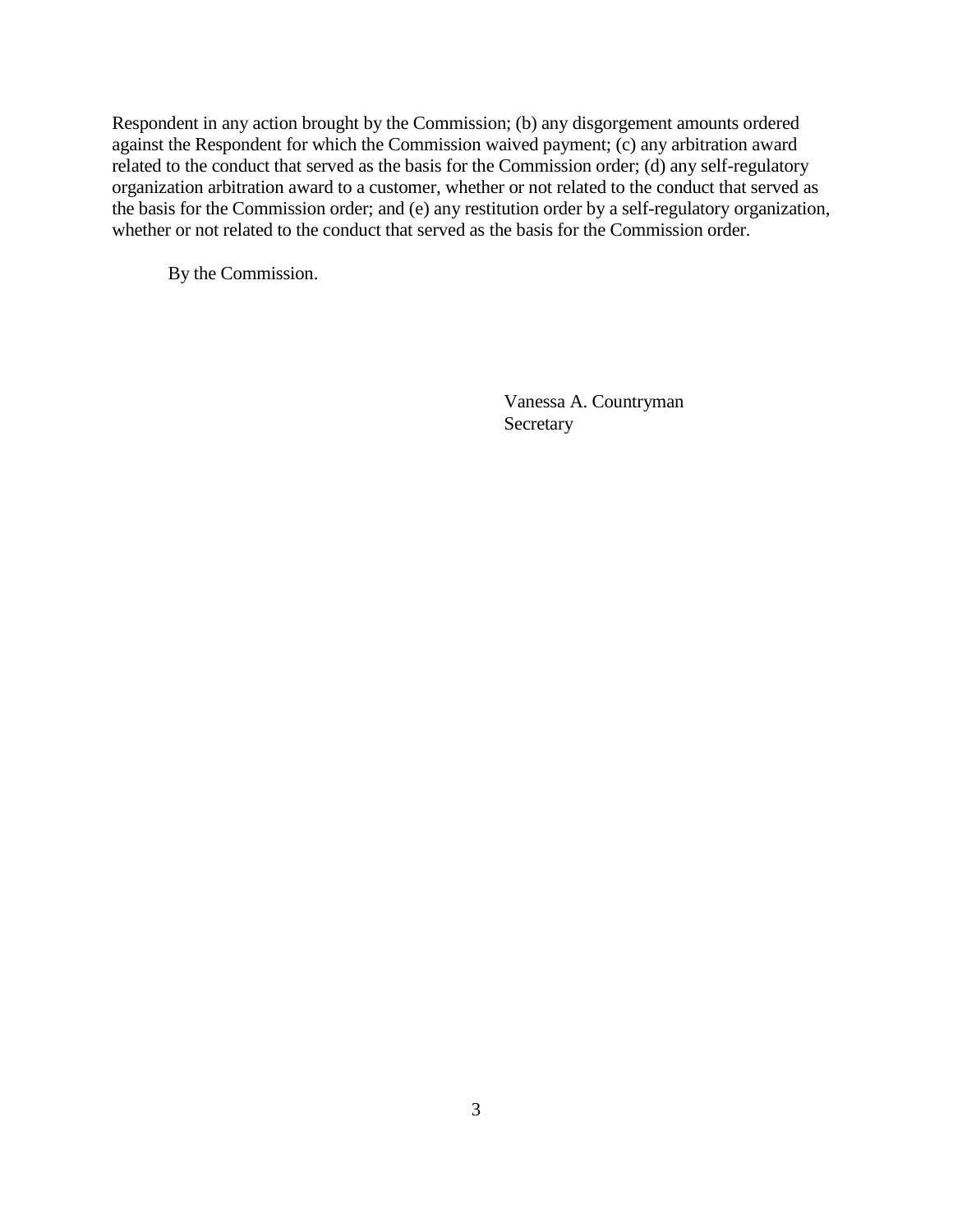Respondent in any action brought by the Commission; (b) any disgorgement amounts ordered against the Respondent for which the Commission waived payment; (c) any arbitration award related to the conduct that served as the basis for the Commission order; (d) any self-regulatory organization arbitration award to a customer, whether or not related to the conduct that served as the basis for the Commission order; and (e) any restitution order by a self-regulatory organization, whether or not related to the conduct that served as the basis for the Commission order.

By the Commission.

Vanessa A. Countryman
Secretary